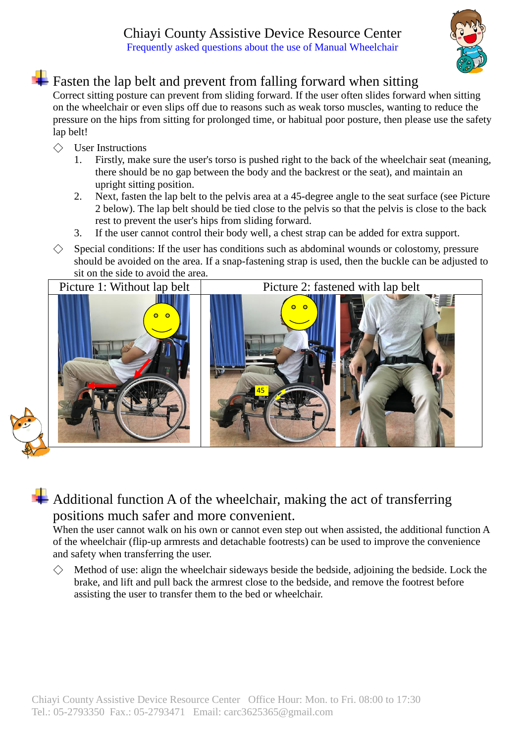# Chiayi County Assistive Device Resource Center

Frequently asked questions about the use of Manual Wheelchair

## Fasten the lap belt and prevent from falling forward when sitting

Correct sitting posture can prevent from sliding forward. If the user often slides forward when sitting on the wheelchair or even slips off due to reasons such as weak torso muscles, wanting to reduce the pressure on the hips from sitting for prolonged time, or habitual poor posture, then please use the safety lap belt!

- User Instructions
  1. Firstly, make sure the user's torso is pushed right to the back of the wheelchair seat (meaning, there should be no gap between the body and the backrest or the seat), and maintain an upright sitting position.
  2. Next, fasten the lap belt to the pelvis area at a 45-degree angle to the seat surface (see Picture 2 below). The lap belt should be tied close to the pelvis so that the pelvis is close to the back rest to prevent the user's hips from sliding forward.
  3. If the user cannot control their body well, a chest strap can be added for extra support.
- Special conditions: If the user has conditions such as abdominal wounds or colostomy, pressure should be avoided on the area. If a snap-fastening strap is used, then the buckle can be adjusted to sit on the side to avoid the area.

| Picture 1: Without lap belt | Picture 2: fastened with lap belt |
|---|---|

## Additional function A of the wheelchair, making the act of transferring positions much safer and more convenient.

When the user cannot walk on his own or cannot even step out when assisted, the additional function A of the wheelchair (flip-up armrests and detachable footrests) can be used to improve the convenience and safety when transferring the user.

- Method of use: align the wheelchair sideways beside the bedside, adjoining the bedside. Lock the brake, and lift and pull back the armrest close to the bedside, and remove the footrest before assisting the user to transfer them to the bed or wheelchair.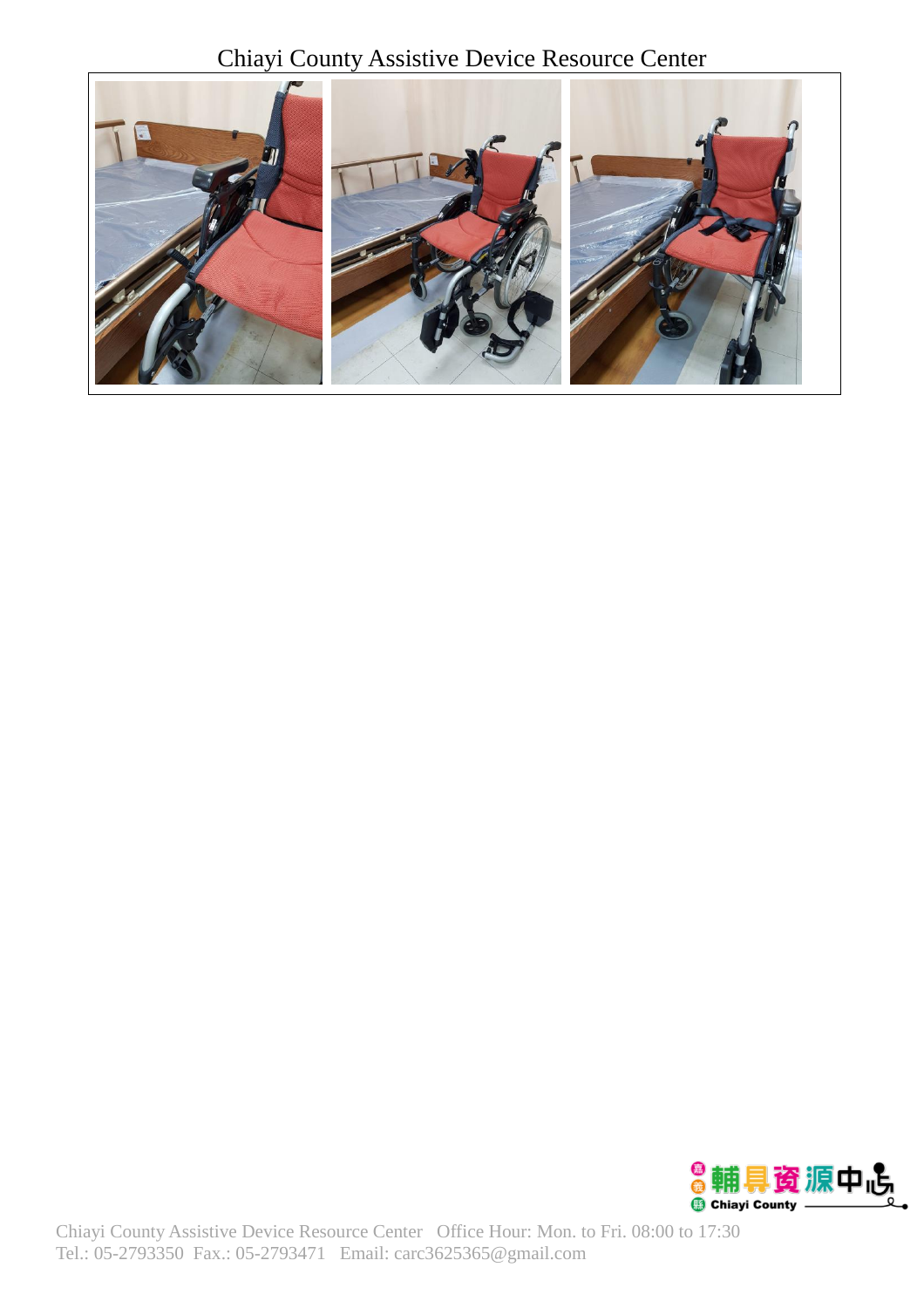Chiayi County Assistive Device Resource Center